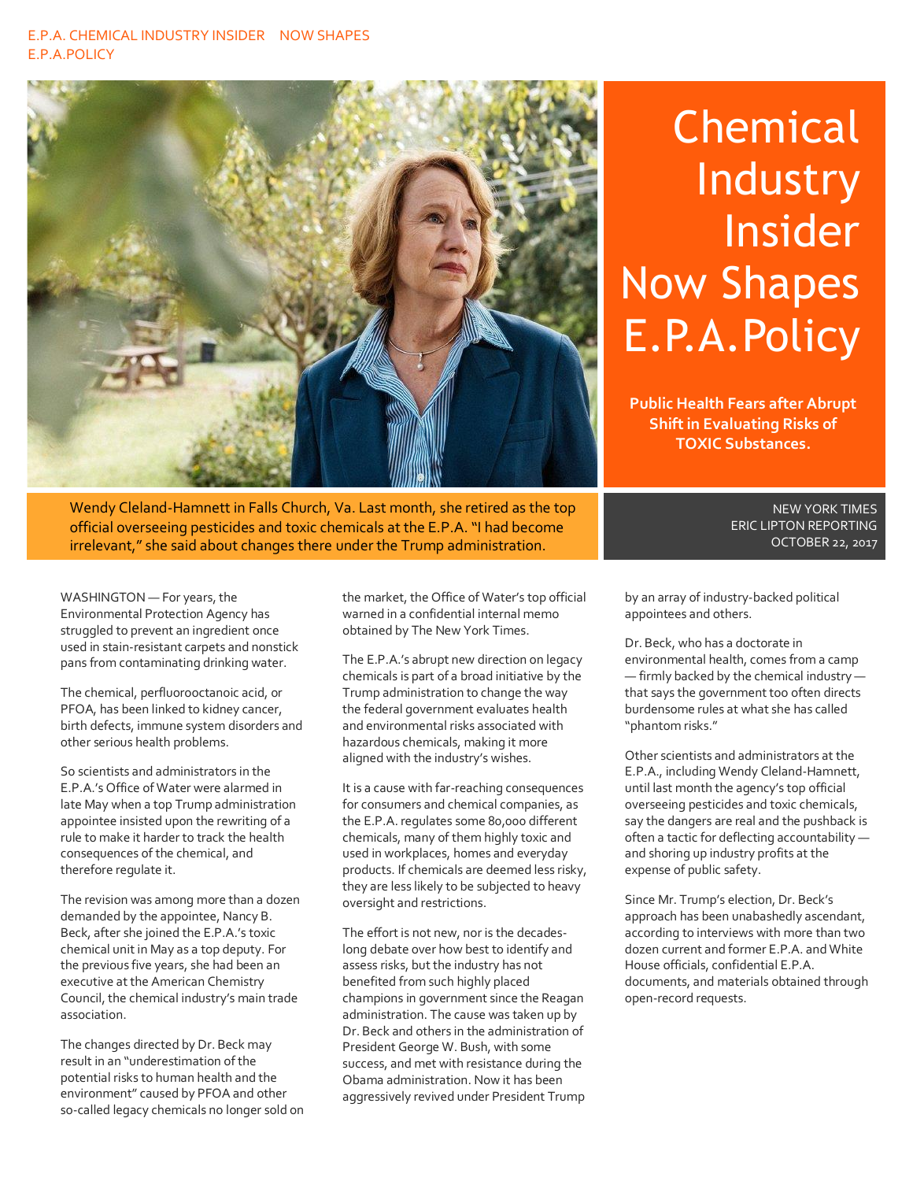E.P.A. CHEMICAL INDUSTRY INSIDER NOW SHAPES E.P.A.POLICY

# Chemical Industry Insider Now Shapes E.P.A. Policy

**Public Health Fears after Abrupt Shift in Evaluating Risks of TOXIC Substances.**

Wendy Cleland-Hamnett in Falls Church, Va. Last month, she retired as the top official overseeing pesticides and toxic chemicals at the E.P.A. "I had become irrelevant," she said about changes there under the Trump administration.

NEW YORK TIMES
ERIC LIPTON REPORTING
OCTOBER 22, 2017

WASHINGTON — For years, the Environmental Protection Agency has struggled to prevent an ingredient once used in stain-resistant carpets and nonstick pans from contaminating drinking water.

The chemical, perfluorooctanoic acid, or PFOA, has been linked to kidney cancer, birth defects, immune system disorders and other serious health problems.

So scientists and administrators in the E.P.A.'s Office of Water were alarmed in late May when a top Trump administration appointee insisted upon the rewriting of a rule to make it harder to track the health consequences of the chemical, and therefore regulate it.

The revision was among more than a dozen demanded by the appointee, Nancy B. Beck, after she joined the E.P.A.'s toxic chemical unit in May as a top deputy. For the previous five years, she had been an executive at the American Chemistry Council, the chemical industry's main trade association.

The changes directed by Dr. Beck may result in an "underestimation of the potential risks to human health and the environment" caused by PFOA and other so-called legacy chemicals no longer sold on the market, the Office of Water's top official warned in a confidential internal memo obtained by The New York Times.

The E.P.A.'s abrupt new direction on legacy chemicals is part of a broad initiative by the Trump administration to change the way the federal government evaluates health and environmental risks associated with hazardous chemicals, making it more aligned with the industry's wishes.

It is a cause with far-reaching consequences for consumers and chemical companies, as the E.P.A. regulates some 80,000 different chemicals, many of them highly toxic and used in workplaces, homes and everyday products. If chemicals are deemed less risky, they are less likely to be subjected to heavy oversight and restrictions.

The effort is not new, nor is the decades-long debate over how best to identify and assess risks, but the industry has not benefited from such highly placed champions in government since the Reagan administration. The cause was taken up by Dr. Beck and others in the administration of President George W. Bush, with some success, and met with resistance during the Obama administration. Now it has been aggressively revived under President Trump by an array of industry-backed political appointees and others.

Dr. Beck, who has a doctorate in environmental health, comes from a camp — firmly backed by the chemical industry — that says the government too often directs burdensome rules at what she has called "phantom risks."

Other scientists and administrators at the E.P.A., including Wendy Cleland-Hamnett, until last month the agency's top official overseeing pesticides and toxic chemicals, say the dangers are real and the pushback is often a tactic for deflecting accountability — and shoring up industry profits at the expense of public safety.

Since Mr. Trump's election, Dr. Beck's approach has been unabashedly ascendant, according to interviews with more than two dozen current and former E.P.A. and White House officials, confidential E.P.A. documents, and materials obtained through open-record requests.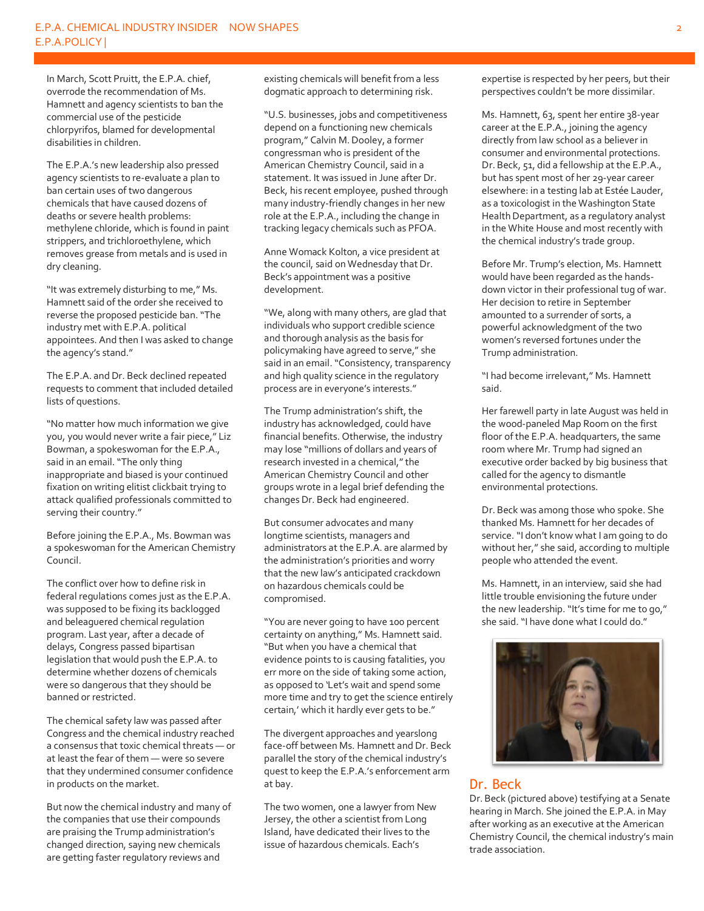In March, Scott Pruitt, the E.P.A. chief, overrode the recommendation of Ms. Hamnett and agency scientists to ban the commercial use of the pesticide chlorpyrifos, blamed for developmental disabilities in children.

The E.P.A.'s new leadership also pressed agency scientists to re-evaluate a plan to ban certain uses of two dangerous chemicals that have caused dozens of deaths or severe health problems: methylene chloride, which is found in paint strippers, and trichloroethylene, which removes grease from metals and is used in dry cleaning.

"It was extremely disturbing to me," Ms. Hamnett said of the order she received to reverse the proposed pesticide ban. "The industry met with E.P.A. political appointees. And then I was asked to change the agency's stand."

The E.P.A. and Dr. Beck declined repeated requests to comment that included detailed lists of questions.

"No matter how much information we give you, you would never write a fair piece," Liz Bowman, a spokeswoman for the E.P.A., said in an email. "The only thing inappropriate and biased is your continued fixation on writing elitist clickbait trying to attack qualified professionals committed to serving their country."

Before joining the E.P.A., Ms. Bowman was a spokeswoman for the American Chemistry Council.

The conflict over how to define risk in federal regulations comes just as the E.P.A. was supposed to be fixing its backlogged and beleaguered chemical regulation program. Last year, after a decade of delays, Congress passed bipartisan legislation that would push the E.P.A. to determine whether dozens of chemicals were so dangerous that they should be banned or restricted.

The chemical safety law was passed after Congress and the chemical industry reached a consensus that toxic chemical threats — or at least the fear of them — were so severe that they undermined consumer confidence in products on the market.

But now the chemical industry and many of the companies that use their compounds are praising the Trump administration's changed direction, saying new chemicals are getting faster regulatory reviews and existing chemicals will benefit from a less dogmatic approach to determining risk.

"U.S. businesses, jobs and competitiveness depend on a functioning new chemicals program," Calvin M. Dooley, a former congressman who is president of the American Chemistry Council, said in a statement. It was issued in June after Dr. Beck, his recent employee, pushed through many industry-friendly changes in her new role at the E.P.A., including the change in tracking legacy chemicals such as PFOA.

Anne Womack Kolton, a vice president at the council, said on Wednesday that Dr. Beck's appointment was a positive development.

"We, along with many others, are glad that individuals who support credible science and thorough analysis as the basis for policymaking have agreed to serve," she said in an email. "Consistency, transparency and high quality science in the regulatory process are in everyone's interests."

The Trump administration's shift, the industry has acknowledged, could have financial benefits. Otherwise, the industry may lose "millions of dollars and years of research invested in a chemical," the American Chemistry Council and other groups wrote in a legal brief defending the changes Dr. Beck had engineered.

But consumer advocates and many longtime scientists, managers and administrators at the E.P.A. are alarmed by the administration's priorities and worry that the new law's anticipated crackdown on hazardous chemicals could be compromised.

"You are never going to have 100 percent certainty on anything," Ms. Hamnett said. "But when you have a chemical that evidence points to is causing fatalities, you err more on the side of taking some action, as opposed to 'Let's wait and spend some more time and try to get the science entirely certain,' which it hardly ever gets to be."

The divergent approaches and yearslong face-off between Ms. Hamnett and Dr. Beck parallel the story of the chemical industry's quest to keep the E.P.A.'s enforcement arm at bay.

The two women, one a lawyer from New Jersey, the other a scientist from Long Island, have dedicated their lives to the issue of hazardous chemicals. Each's expertise is respected by her peers, but their perspectives couldn't be more dissimilar.

Ms. Hamnett, 63, spent her entire 38-year career at the E.P.A., joining the agency directly from law school as a believer in consumer and environmental protections. Dr. Beck, 51, did a fellowship at the E.P.A., but has spent most of her 29-year career elsewhere: in a testing lab at Estée Lauder, as a toxicologist in the Washington State Health Department, as a regulatory analyst in the White House and most recently with the chemical industry's trade group.

Before Mr. Trump's election, Ms. Hamnett would have been regarded as the hands-down victor in their professional tug of war. Her decision to retire in September amounted to a surrender of sorts, a powerful acknowledgment of the two women's reversed fortunes under the Trump administration.

"I had become irrelevant," Ms. Hamnett said.

Her farewell party in late August was held in the wood-paneled Map Room on the first floor of the E.P.A. headquarters, the same room where Mr. Trump had signed an executive order backed by big business that called for the agency to dismantle environmental protections.

Dr. Beck was among those who spoke. She thanked Ms. Hamnett for her decades of service. "I don't know what I am going to do without her," she said, according to multiple people who attended the event.

Ms. Hamnett, in an interview, said she had little trouble envisioning the future under the new leadership. "It's time for me to go," she said. "I have done what I could do."

## Dr. Beck

Dr. Beck (pictured above) testifying at a Senate hearing in March. She joined the E.P.A. in May after working as an executive at the American Chemistry Council, the chemical industry's main trade association.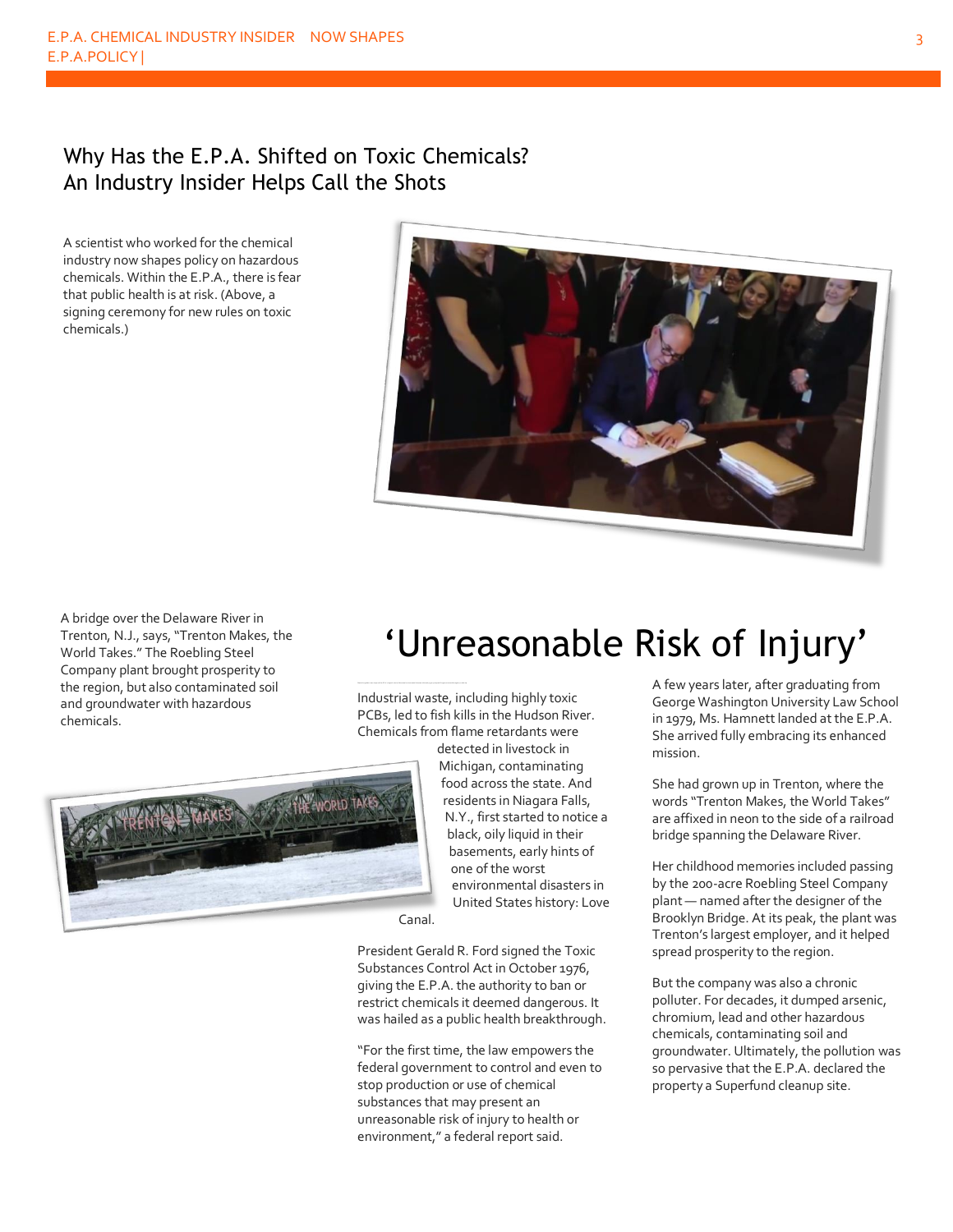## Why Has the E.P.A. Shifted on Toxic Chemicals? An Industry Insider Helps Call the Shots

A scientist who worked for the chemical industry now shapes policy on hazardous chemicals. Within the E.P.A., there is fear that public health is at risk. (Above, a signing ceremony for new rules on toxic chemicals.)

A bridge over the Delaware River in Trenton, N.J., says, "Trenton Makes, the World Takes." The Roebling Steel Company plant brought prosperity to the region, but also contaminated soil and groundwater with hazardous chemicals.

# 'Unreasonable Risk of Injury'

Industrial waste, including highly toxic PCBs, led to fish kills in the Hudson River. Chemicals from flame retardants were detected in livestock in Michigan, contaminating food across the state. And residents in Niagara Falls, N.Y., first started to notice a black, oily liquid in their basements, early hints of one of the worst environmental disasters in United States history: Love Canal.

President Gerald R. Ford signed the Toxic Substances Control Act in October 1976, giving the E.P.A. the authority to ban or restrict chemicals it deemed dangerous. It was hailed as a public health breakthrough.

"For the first time, the law empowers the federal government to control and even to stop production or use of chemical substances that may present an unreasonable risk of injury to health or environment," a federal report said.

A few years later, after graduating from George Washington University Law School in 1979, Ms. Hamnett landed at the E.P.A. She arrived fully embracing its enhanced mission.

She had grown up in Trenton, where the words "Trenton Makes, the World Takes" are affixed in neon to the side of a railroad bridge spanning the Delaware River.

Her childhood memories included passing by the 200-acre Roebling Steel Company plant — named after the designer of the Brooklyn Bridge. At its peak, the plant was Trenton's largest employer, and it helped spread prosperity to the region.

But the company was also a chronic polluter. For decades, it dumped arsenic, chromium, lead and other hazardous chemicals, contaminating soil and groundwater. Ultimately, the pollution was so pervasive that the E.P.A. declared the property a Superfund cleanup site.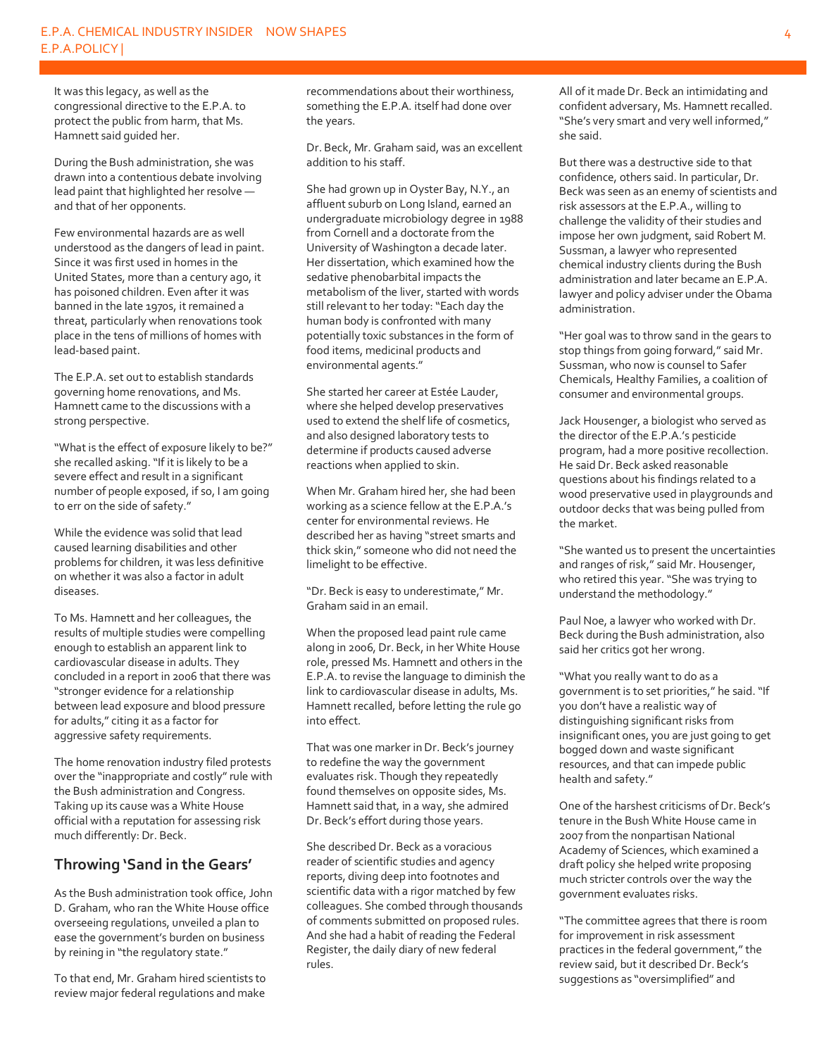It was this legacy, as well as the congressional directive to the E.P.A. to protect the public from harm, that Ms. Hamnett said guided her.

During the Bush administration, she was drawn into a contentious debate involving lead paint that highlighted her resolve — and that of her opponents.

Few environmental hazards are as well understood as the dangers of lead in paint. Since it was first used in homes in the United States, more than a century ago, it has poisoned children. Even after it was banned in the late 1970s, it remained a threat, particularly when renovations took place in the tens of millions of homes with lead-based paint.

The E.P.A. set out to establish standards governing home renovations, and Ms. Hamnett came to the discussions with a strong perspective.

"What is the effect of exposure likely to be?" she recalled asking. "If it is likely to be a severe effect and result in a significant number of people exposed, if so, I am going to err on the side of safety."

While the evidence was solid that lead caused learning disabilities and other problems for children, it was less definitive on whether it was also a factor in adult diseases.

To Ms. Hamnett and her colleagues, the results of multiple studies were compelling enough to establish an apparent link to cardiovascular disease in adults. They concluded in a report in 2006 that there was "stronger evidence for a relationship between lead exposure and blood pressure for adults," citing it as a factor for aggressive safety requirements.

The home renovation industry filed protests over the "inappropriate and costly" rule with the Bush administration and Congress. Taking up its cause was a White House official with a reputation for assessing risk much differently: Dr. Beck.

## Throwing 'Sand in the Gears'

As the Bush administration took office, John D. Graham, who ran the White House office overseeing regulations, unveiled a plan to ease the government's burden on business by reining in "the regulatory state."

To that end, Mr. Graham hired scientists to review major federal regulations and make recommendations about their worthiness, something the E.P.A. itself had done over the years.

Dr. Beck, Mr. Graham said, was an excellent addition to his staff.

She had grown up in Oyster Bay, N.Y., an affluent suburb on Long Island, earned an undergraduate microbiology degree in 1988 from Cornell and a doctorate from the University of Washington a decade later. Her dissertation, which examined how the sedative phenobarbital impacts the metabolism of the liver, started with words still relevant to her today: "Each day the human body is confronted with many potentially toxic substances in the form of food items, medicinal products and environmental agents."

She started her career at Estée Lauder, where she helped develop preservatives used to extend the shelf life of cosmetics, and also designed laboratory tests to determine if products caused adverse reactions when applied to skin.

When Mr. Graham hired her, she had been working as a science fellow at the E.P.A.'s center for environmental reviews. He described her as having "street smarts and thick skin," someone who did not need the limelight to be effective.

"Dr. Beck is easy to underestimate," Mr. Graham said in an email.

When the proposed lead paint rule came along in 2006, Dr. Beck, in her White House role, pressed Ms. Hamnett and others in the E.P.A. to revise the language to diminish the link to cardiovascular disease in adults, Ms. Hamnett recalled, before letting the rule go into effect.

That was one marker in Dr. Beck's journey to redefine the way the government evaluates risk. Though they repeatedly found themselves on opposite sides, Ms. Hamnett said that, in a way, she admired Dr. Beck's effort during those years.

She described Dr. Beck as a voracious reader of scientific studies and agency reports, diving deep into footnotes and scientific data with a rigor matched by few colleagues. She combed through thousands of comments submitted on proposed rules. And she had a habit of reading the Federal Register, the daily diary of new federal rules.

All of it made Dr. Beck an intimidating and confident adversary, Ms. Hamnett recalled. "She's very smart and very well informed," she said.

But there was a destructive side to that confidence, others said. In particular, Dr. Beck was seen as an enemy of scientists and risk assessors at the E.P.A., willing to challenge the validity of their studies and impose her own judgment, said Robert M. Sussman, a lawyer who represented chemical industry clients during the Bush administration and later became an E.P.A. lawyer and policy adviser under the Obama administration.

"Her goal was to throw sand in the gears to stop things from going forward," said Mr. Sussman, who now is counsel to Safer Chemicals, Healthy Families, a coalition of consumer and environmental groups.

Jack Housenger, a biologist who served as the director of the E.P.A.'s pesticide program, had a more positive recollection. He said Dr. Beck asked reasonable questions about his findings related to a wood preservative used in playgrounds and outdoor decks that was being pulled from the market.

"She wanted us to present the uncertainties and ranges of risk," said Mr. Housenger, who retired this year. "She was trying to understand the methodology."

Paul Noe, a lawyer who worked with Dr. Beck during the Bush administration, also said her critics got her wrong.

"What you really want to do as a government is to set priorities," he said. "If you don't have a realistic way of distinguishing significant risks from insignificant ones, you are just going to get bogged down and waste significant resources, and that can impede public health and safety."

One of the harshest criticisms of Dr. Beck's tenure in the Bush White House came in 2007 from the nonpartisan National Academy of Sciences, which examined a draft policy she helped write proposing much stricter controls over the way the government evaluates risks.

"The committee agrees that there is room for improvement in risk assessment practices in the federal government," the review said, but it described Dr. Beck's suggestions as "oversimplified" and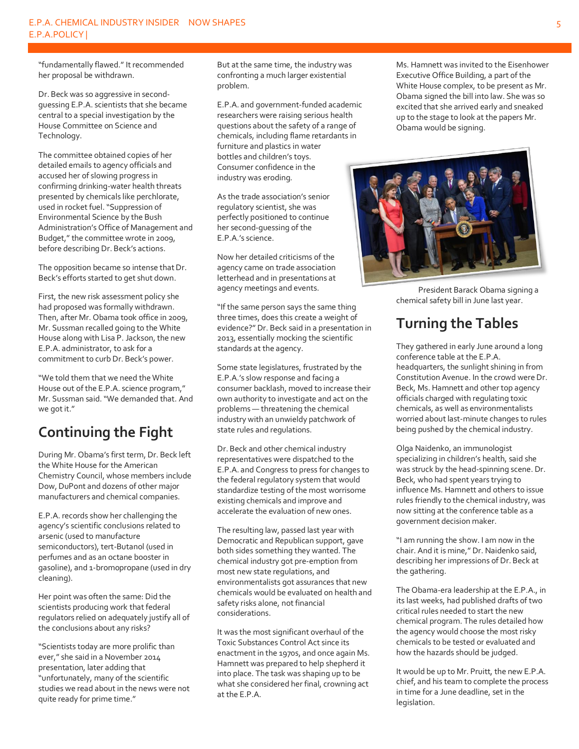"fundamentally flawed." It recommended her proposal be withdrawn.

Dr. Beck was so aggressive in second-guessing E.P.A. scientists that she became central to a special investigation by the House Committee on Science and Technology.

The committee obtained copies of her detailed emails to agency officials and accused her of slowing progress in confirming drinking-water health threats presented by chemicals like perchlorate, used in rocket fuel. "Suppression of Environmental Science by the Bush Administration's Office of Management and Budget," the committee wrote in 2009, before describing Dr. Beck's actions.

The opposition became so intense that Dr. Beck's efforts started to get shut down.

First, the new risk assessment policy she had proposed was formally withdrawn. Then, after Mr. Obama took office in 2009, Mr. Sussman recalled going to the White House along with Lisa P. Jackson, the new E.P.A. administrator, to ask for a commitment to curb Dr. Beck's power.

"We told them that we need the White House out of the E.P.A. science program," Mr. Sussman said. "We demanded that. And we got it."

## Continuing the Fight

During Mr. Obama's first term, Dr. Beck left the White House for the American Chemistry Council, whose members include Dow, DuPont and dozens of other major manufacturers and chemical companies.

E.P.A. records show her challenging the agency's scientific conclusions related to arsenic (used to manufacture semiconductors), tert-Butanol (used in perfumes and as an octane booster in gasoline), and 1-bromopropane (used in dry cleaning).

Her point was often the same: Did the scientists producing work that federal regulators relied on adequately justify all of the conclusions about any risks?

"Scientists today are more prolific than ever," she said in a November 2014 presentation, later adding that "unfortunately, many of the scientific studies we read about in the news were not quite ready for prime time."

But at the same time, the industry was confronting a much larger existential problem.

E.P.A. and government-funded academic researchers were raising serious health questions about the safety of a range of chemicals, including flame retardants in furniture and plastics in water bottles and children's toys. Consumer confidence in the industry was eroding.

As the trade association's senior regulatory scientist, she was perfectly positioned to continue her second-guessing of the E.P.A.'s science.

Now her detailed criticisms of the agency came on trade association letterhead and in presentations at agency meetings and events.

"If the same person says the same thing three times, does this create a weight of evidence?" Dr. Beck said in a presentation in 2013, essentially mocking the scientific standards at the agency.

Some state legislatures, frustrated by the E.P.A.'s slow response and facing a consumer backlash, moved to increase their own authority to investigate and act on the problems — threatening the chemical industry with an unwieldy patchwork of state rules and regulations.

Dr. Beck and other chemical industry representatives were dispatched to the E.P.A. and Congress to press for changes to the federal regulatory system that would standardize testing of the most worrisome existing chemicals and improve and accelerate the evaluation of new ones.

The resulting law, passed last year with Democratic and Republican support, gave both sides something they wanted. The chemical industry got pre-emption from most new state regulations, and environmentalists got assurances that new chemicals would be evaluated on health and safety risks alone, not financial considerations.

It was the most significant overhaul of the Toxic Substances Control Act since its enactment in the 1970s, and once again Ms. Hamnett was prepared to help shepherd it into place. The task was shaping up to be what she considered her final, crowning act at the E.P.A.

Ms. Hamnett was invited to the Eisenhower Executive Office Building, a part of the White House complex, to be present as Mr. Obama signed the bill into law. She was so excited that she arrived early and sneaked up to the stage to look at the papers Mr. Obama would be signing.

President Barack Obama signing a chemical safety bill in June last year.

## Turning the Tables

They gathered in early June around a long conference table at the E.P.A. headquarters, the sunlight shining in from Constitution Avenue. In the crowd were Dr. Beck, Ms. Hamnett and other top agency officials charged with regulating toxic chemicals, as well as environmentalists worried about last-minute changes to rules being pushed by the chemical industry.

Olga Naidenko, an immunologist specializing in children's health, said she was struck by the head-spinning scene. Dr. Beck, who had spent years trying to influence Ms. Hamnett and others to issue rules friendly to the chemical industry, was now sitting at the conference table as a government decision maker.

"I am running the show. I am now in the chair. And it is mine," Dr. Naidenko said, describing her impressions of Dr. Beck at the gathering.

The Obama-era leadership at the E.P.A., in its last weeks, had published drafts of two critical rules needed to start the new chemical program. The rules detailed how the agency would choose the most risky chemicals to be tested or evaluated and how the hazards should be judged.

It would be up to Mr. Pruitt, the new E.P.A. chief, and his team to complete the process in time for a June deadline, set in the legislation.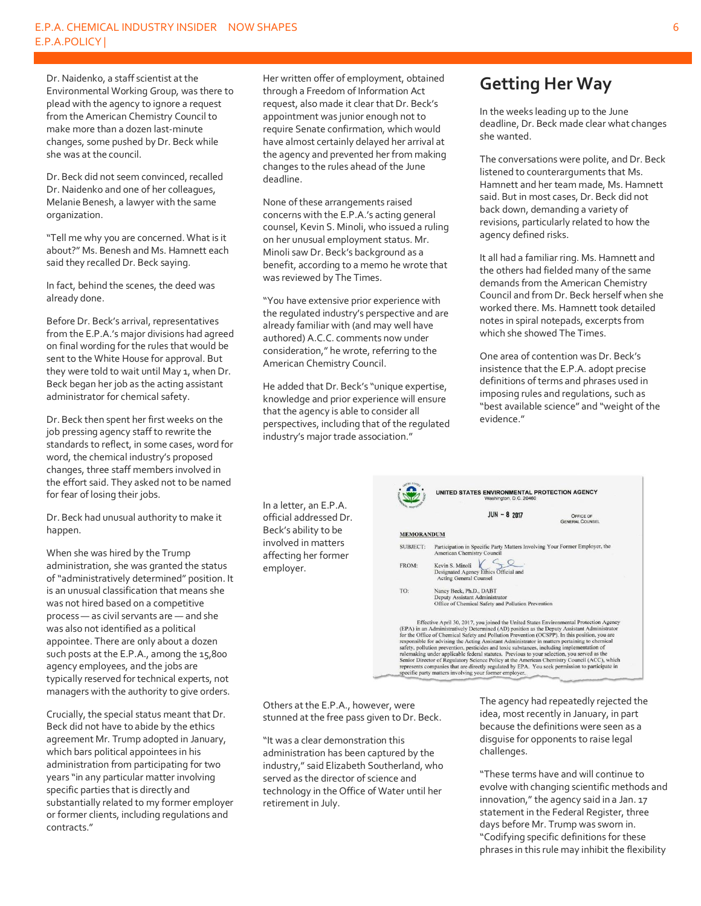Dr. Naidenko, a staff scientist at the Environmental Working Group, was there to plead with the agency to ignore a request from the American Chemistry Council to make more than a dozen last-minute changes, some pushed by Dr. Beck while she was at the council.

Dr. Beck did not seem convinced, recalled Dr. Naidenko and one of her colleagues, Melanie Benesh, a lawyer with the same organization.

"Tell me why you are concerned. What is it about?" Ms. Benesh and Ms. Hamnett each said they recalled Dr. Beck saying.

In fact, behind the scenes, the deed was already done.

Before Dr. Beck's arrival, representatives from the E.P.A.'s major divisions had agreed on final wording for the rules that would be sent to the White House for approval. But they were told to wait until May 1, when Dr. Beck began her job as the acting assistant administrator for chemical safety.

Dr. Beck then spent her first weeks on the job pressing agency staff to rewrite the standards to reflect, in some cases, word for word, the chemical industry's proposed changes, three staff members involved in the effort said. They asked not to be named for fear of losing their jobs.

Dr. Beck had unusual authority to make it happen.

When she was hired by the Trump administration, she was granted the status of "administratively determined" position. It is an unusual classification that means she was not hired based on a competitive process — as civil servants are — and she was also not identified as a political appointee. There are only about a dozen such posts at the E.P.A., among the 15,800 agency employees, and the jobs are typically reserved for technical experts, not managers with the authority to give orders.

Crucially, the special status meant that Dr. Beck did not have to abide by the ethics agreement Mr. Trump adopted in January, which bars political appointees in his administration from participating for two years "in any particular matter involving specific parties that is directly and substantially related to my former employer or former clients, including regulations and contracts."

Her written offer of employment, obtained through a Freedom of Information Act request, also made it clear that Dr. Beck's appointment was junior enough not to require Senate confirmation, which would have almost certainly delayed her arrival at the agency and prevented her from making changes to the rules ahead of the June deadline.

None of these arrangements raised concerns with the E.P.A.'s acting general counsel, Kevin S. Minoli, who issued a ruling on her unusual employment status. Mr. Minoli saw Dr. Beck's background as a benefit, according to a memo he wrote that was reviewed by The Times.

"You have extensive prior experience with the regulated industry's perspective and are already familiar with (and may well have authored) A.C.C. comments now under consideration," he wrote, referring to the American Chemistry Council.

He added that Dr. Beck's "unique expertise, knowledge and prior experience will ensure that the agency is able to consider all perspectives, including that of the regulated industry's major trade association."

In a letter, an E.P.A. official addressed Dr. Beck's ability to be involved in matters affecting her former employer.

UNITED STATES ENVIRONMENTAL PROTECTION AGENCY
Washington, D.C. 20460

JUN - 8 2017

OFFICE OF GENERAL COUNSEL

**MEMORANDUM**

SUBJECT: Participation in Specific Party Matters Involving Your Former Employer, the American Chemistry Council

FROM: Kevin S. Minoli, Designated Agency Ethics Official and Acting General Counsel

TO: Nancy Beck, Ph.D., DABT, Deputy Assistant Administrator, Office of Chemical Safety and Pollution Prevention

Effective April 30, 2017, you joined the United States Environmental Protection Agency (EPA) in an Administratively Determined (AD) position as the Deputy Assistant Administrator for the Office of Chemical Safety and Pollution Prevention (OCSPP). In this position, you are responsible for advising the Acting Assistant Administrator in matters pertaining to chemical safety, pollution prevention, pesticides and toxic substances, including implementation of rulemaking under applicable federal statutes. Previous to your selection, you served as the Senior Director of Regulatory Science Policy at the American Chemistry Council (ACC), which represents companies that are directly regulated by EPA. You seek permission to participate in specific party matters involving your former employer.

Others at the E.P.A., however, were stunned at the free pass given to Dr. Beck.

"It was a clear demonstration this administration has been captured by the industry," said Elizabeth Southerland, who served as the director of science and technology in the Office of Water until her retirement in July.

## Getting Her Way

In the weeks leading up to the June deadline, Dr. Beck made clear what changes she wanted.

The conversations were polite, and Dr. Beck listened to counterarguments that Ms. Hamnett and her team made, Ms. Hamnett said. But in most cases, Dr. Beck did not back down, demanding a variety of revisions, particularly related to how the agency defined risks.

It all had a familiar ring. Ms. Hamnett and the others had fielded many of the same demands from the American Chemistry Council and from Dr. Beck herself when she worked there. Ms. Hamnett took detailed notes in spiral notepads, excerpts from which she showed The Times.

One area of contention was Dr. Beck's insistence that the E.P.A. adopt precise definitions of terms and phrases used in imposing rules and regulations, such as "best available science" and "weight of the evidence."

The agency had repeatedly rejected the idea, most recently in January, in part because the definitions were seen as a disguise for opponents to raise legal challenges.

"These terms have and will continue to evolve with changing scientific methods and innovation," the agency said in a Jan. 17 statement in the Federal Register, three days before Mr. Trump was sworn in. "Codifying specific definitions for these phrases in this rule may inhibit the flexibility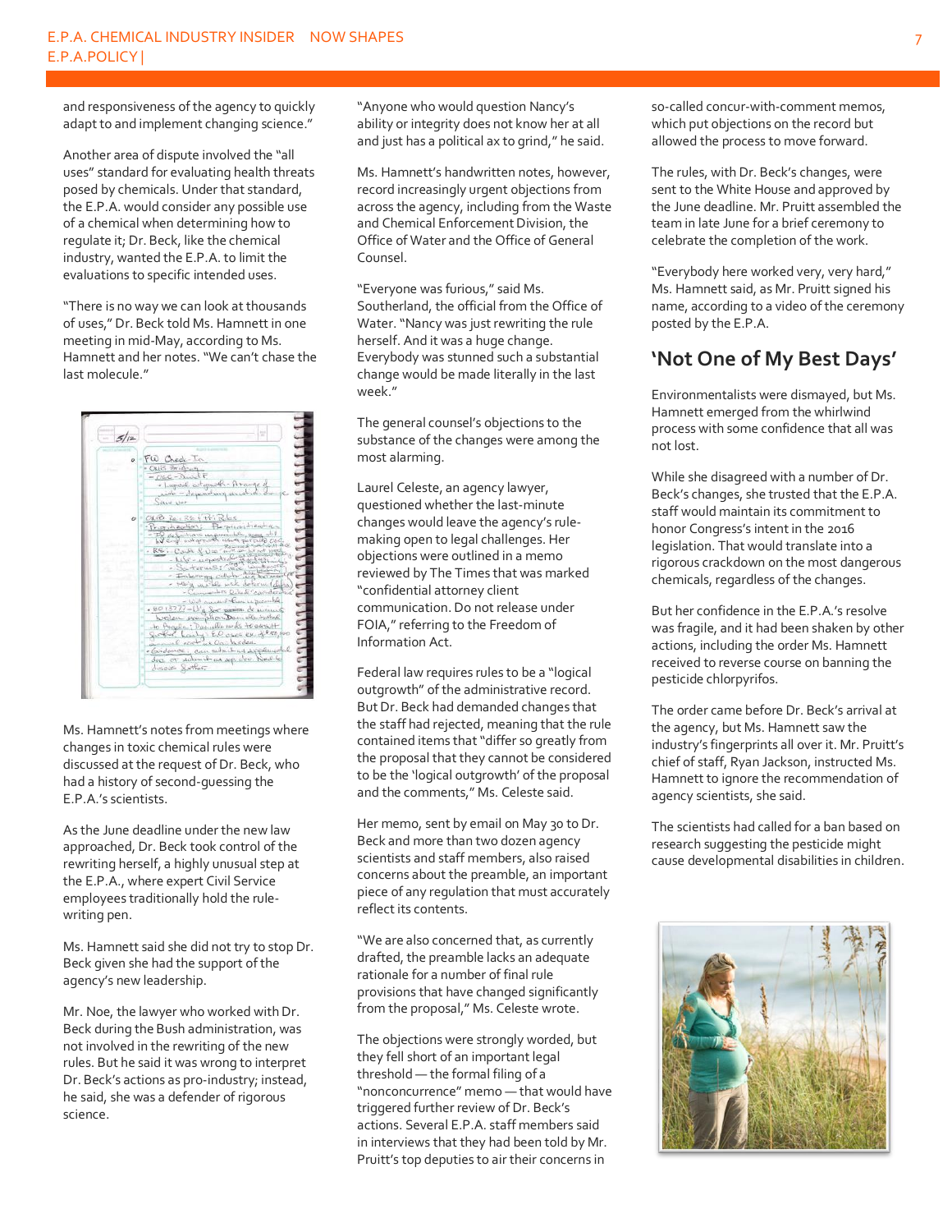and responsiveness of the agency to quickly adapt to and implement changing science."

Another area of dispute involved the "all uses" standard for evaluating health threats posed by chemicals. Under that standard, the E.P.A. would consider any possible use of a chemical when determining how to regulate it; Dr. Beck, like the chemical industry, wanted the E.P.A. to limit the evaluations to specific intended uses.

"There is no way we can look at thousands of uses," Dr. Beck told Ms. Hamnett in one meeting in mid-May, according to Ms. Hamnett and her notes. "We can't chase the last molecule."

Ms. Hamnett's notes from meetings where changes in toxic chemical rules were discussed at the request of Dr. Beck, who had a history of second-guessing the E.P.A.'s scientists.

As the June deadline under the new law approached, Dr. Beck took control of the rewriting herself, a highly unusual step at the E.P.A., where expert Civil Service employees traditionally hold the rule-writing pen.

Ms. Hamnett said she did not try to stop Dr. Beck given she had the support of the agency's new leadership.

Mr. Noe, the lawyer who worked with Dr. Beck during the Bush administration, was not involved in the rewriting of the new rules. But he said it was wrong to interpret Dr. Beck's actions as pro-industry; instead, he said, she was a defender of rigorous science.

"Anyone who would question Nancy's ability or integrity does not know her at all and just has a political ax to grind," he said.

Ms. Hamnett's handwritten notes, however, record increasingly urgent objections from across the agency, including from the Waste and Chemical Enforcement Division, the Office of Water and the Office of General Counsel.

"Everyone was furious," said Ms. Southerland, the official from the Office of Water. "Nancy was just rewriting the rule herself. And it was a huge change. Everybody was stunned such a substantial change would be made literally in the last week."

The general counsel's objections to the substance of the changes were among the most alarming.

Laurel Celeste, an agency lawyer, questioned whether the last-minute changes would leave the agency's rule-making open to legal challenges. Her objections were outlined in a memo reviewed by The Times that was marked "confidential attorney client communication. Do not release under FOIA," referring to the Freedom of Information Act.

Federal law requires rules to be a "logical outgrowth" of the administrative record. But Dr. Beck had demanded changes that the staff had rejected, meaning that the rule contained items that "differ so greatly from the proposal that they cannot be considered to be the 'logical outgrowth' of the proposal and the comments," Ms. Celeste said.

Her memo, sent by email on May 30 to Dr. Beck and more than two dozen agency scientists and staff members, also raised concerns about the preamble, an important piece of any regulation that must accurately reflect its contents.

"We are also concerned that, as currently drafted, the preamble lacks an adequate rationale for a number of final rule provisions that have changed significantly from the proposal," Ms. Celeste wrote.

The objections were strongly worded, but they fell short of an important legal threshold — the formal filing of a "nonconcurrence" memo — that would have triggered further review of Dr. Beck's actions. Several E.P.A. staff members said in interviews that they had been told by Mr. Pruitt's top deputies to air their concerns in so-called concur-with-comment memos, which put objections on the record but allowed the process to move forward.

The rules, with Dr. Beck's changes, were sent to the White House and approved by the June deadline. Mr. Pruitt assembled the team in late June for a brief ceremony to celebrate the completion of the work.

"Everybody here worked very, very hard," Ms. Hamnett said, as Mr. Pruitt signed his name, according to a video of the ceremony posted by the E.P.A.

## 'Not One of My Best Days'

Environmentalists were dismayed, but Ms. Hamnett emerged from the whirlwind process with some confidence that all was not lost.

While she disagreed with a number of Dr. Beck's changes, she trusted that the E.P.A. staff would maintain its commitment to honor Congress's intent in the 2016 legislation. That would translate into a rigorous crackdown on the most dangerous chemicals, regardless of the changes.

But her confidence in the E.P.A.'s resolve was fragile, and it had been shaken by other actions, including the order Ms. Hamnett received to reverse course on banning the pesticide chlorpyrifos.

The order came before Dr. Beck's arrival at the agency, but Ms. Hamnett saw the industry's fingerprints all over it. Mr. Pruitt's chief of staff, Ryan Jackson, instructed Ms. Hamnett to ignore the recommendation of agency scientists, she said.

The scientists had called for a ban based on research suggesting the pesticide might cause developmental disabilities in children.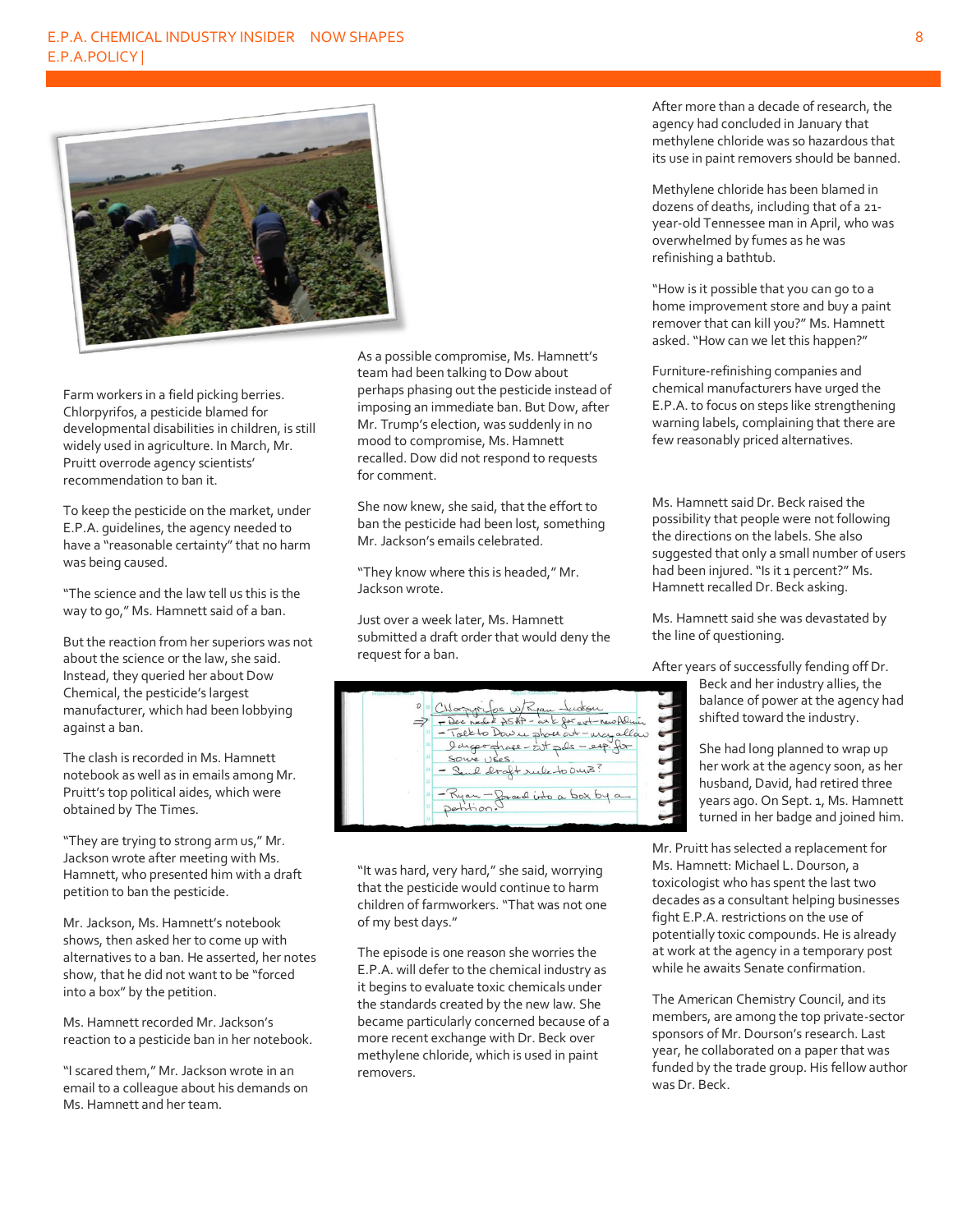Farm workers in a field picking berries. Chlorpyrifos, a pesticide blamed for developmental disabilities in children, is still widely used in agriculture. In March, Mr. Pruitt overrode agency scientists' recommendation to ban it.

To keep the pesticide on the market, under E.P.A. guidelines, the agency needed to have a "reasonable certainty" that no harm was being caused.

"The science and the law tell us this is the way to go," Ms. Hamnett said of a ban.

But the reaction from her superiors was not about the science or the law, she said. Instead, they queried her about Dow Chemical, the pesticide's largest manufacturer, which had been lobbying against a ban.

The clash is recorded in Ms. Hamnett notebook as well as in emails among Mr. Pruitt's top political aides, which were obtained by The Times.

"They are trying to strong arm us," Mr. Jackson wrote after meeting with Ms. Hamnett, who presented him with a draft petition to ban the pesticide.

Mr. Jackson, Ms. Hamnett's notebook shows, then asked her to come up with alternatives to a ban. He asserted, her notes show, that he did not want to be "forced into a box" by the petition.

Ms. Hamnett recorded Mr. Jackson's reaction to a pesticide ban in her notebook.

"I scared them," Mr. Jackson wrote in an email to a colleague about his demands on Ms. Hamnett and her team.

As a possible compromise, Ms. Hamnett's team had been talking to Dow about perhaps phasing out the pesticide instead of imposing an immediate ban. But Dow, after Mr. Trump's election, was suddenly in no mood to compromise, Ms. Hamnett recalled. Dow did not respond to requests for comment.

She now knew, she said, that the effort to ban the pesticide had been lost, something Mr. Jackson's emails celebrated.

"They know where this is headed," Mr. Jackson wrote.

Just over a week later, Ms. Hamnett submitted a draft order that would deny the request for a ban.

"It was hard, very hard," she said, worrying that the pesticide would continue to harm children of farmworkers. "That was not one of my best days."

The episode is one reason she worries the E.P.A. will defer to the chemical industry as it begins to evaluate toxic chemicals under the standards created by the new law. She became particularly concerned because of a more recent exchange with Dr. Beck over methylene chloride, which is used in paint removers.

After more than a decade of research, the agency had concluded in January that methylene chloride was so hazardous that its use in paint removers should be banned.

Methylene chloride has been blamed in dozens of deaths, including that of a 21-year-old Tennessee man in April, who was overwhelmed by fumes as he was refinishing a bathtub.

"How is it possible that you can go to a home improvement store and buy a paint remover that can kill you?" Ms. Hamnett asked. "How can we let this happen?"

Furniture-refinishing companies and chemical manufacturers have urged the E.P.A. to focus on steps like strengthening warning labels, complaining that there are few reasonably priced alternatives.

Ms. Hamnett said Dr. Beck raised the possibility that people were not following the directions on the labels. She also suggested that only a small number of users had been injured. "Is it 1 percent?" Ms. Hamnett recalled Dr. Beck asking.

Ms. Hamnett said she was devastated by the line of questioning.

After years of successfully fending off Dr. Beck and her industry allies, the balance of power at the agency had shifted toward the industry.

She had long planned to wrap up her work at the agency soon, as her husband, David, had retired three years ago. On Sept. 1, Ms. Hamnett turned in her badge and joined him.

Mr. Pruitt has selected a replacement for Ms. Hamnett: Michael L. Dourson, a toxicologist who has spent the last two decades as a consultant helping businesses fight E.P.A. restrictions on the use of potentially toxic compounds. He is already at work at the agency in a temporary post while he awaits Senate confirmation.

The American Chemistry Council, and its members, are among the top private-sector sponsors of Mr. Dourson's research. Last year, he collaborated on a paper that was funded by the trade group. His fellow author was Dr. Beck.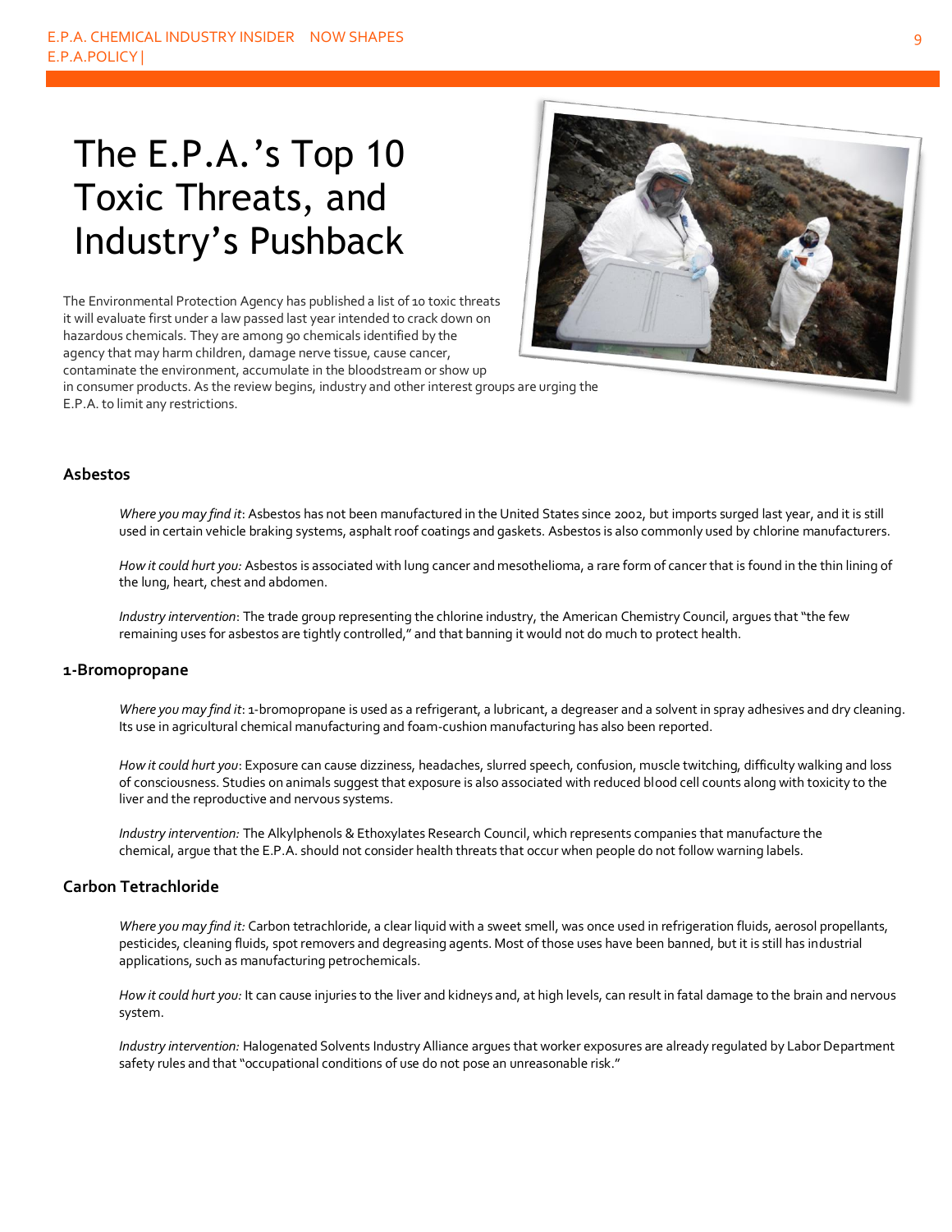# The E.P.A.'s Top 10 Toxic Threats, and Industry's Pushback

The Environmental Protection Agency has published a list of 10 toxic threats it will evaluate first under a law passed last year intended to crack down on hazardous chemicals. They are among 90 chemicals identified by the agency that may harm children, damage nerve tissue, cause cancer, contaminate the environment, accumulate in the bloodstream or show up in consumer products. As the review begins, industry and other interest groups are urging the E.P.A. to limit any restrictions.

### Asbestos

*Where you may find it*: Asbestos has not been manufactured in the United States since 2002, but imports surged last year, and it is still used in certain vehicle braking systems, asphalt roof coatings and gaskets. Asbestos is also commonly used by chlorine manufacturers.

*How it could hurt you:* Asbestos is associated with lung cancer and mesothelioma, a rare form of cancer that is found in the thin lining of the lung, heart, chest and abdomen.

*Industry intervention*: The trade group representing the chlorine industry, the American Chemistry Council, argues that "the few remaining uses for asbestos are tightly controlled," and that banning it would not do much to protect health.

### 1-Bromopropane

*Where you may find it*: 1-bromopropane is used as a refrigerant, a lubricant, a degreaser and a solvent in spray adhesives and dry cleaning. Its use in agricultural chemical manufacturing and foam-cushion manufacturing has also been reported.

*How it could hurt you*: Exposure can cause dizziness, headaches, slurred speech, confusion, muscle twitching, difficulty walking and loss of consciousness. Studies on animals suggest that exposure is also associated with reduced blood cell counts along with toxicity to the liver and the reproductive and nervous systems.

*Industry intervention:* The Alkylphenols & Ethoxylates Research Council, which represents companies that manufacture the chemical, argue that the E.P.A. should not consider health threats that occur when people do not follow warning labels.

### Carbon Tetrachloride

*Where you may find it:* Carbon tetrachloride, a clear liquid with a sweet smell, was once used in refrigeration fluids, aerosol propellants, pesticides, cleaning fluids, spot removers and degreasing agents. Most of those uses have been banned, but it is still has industrial applications, such as manufacturing petrochemicals.

*How it could hurt you:* It can cause injuries to the liver and kidneys and, at high levels, can result in fatal damage to the brain and nervous system.

*Industry intervention:* Halogenated Solvents Industry Alliance argues that worker exposures are already regulated by Labor Department safety rules and that "occupational conditions of use do not pose an unreasonable risk."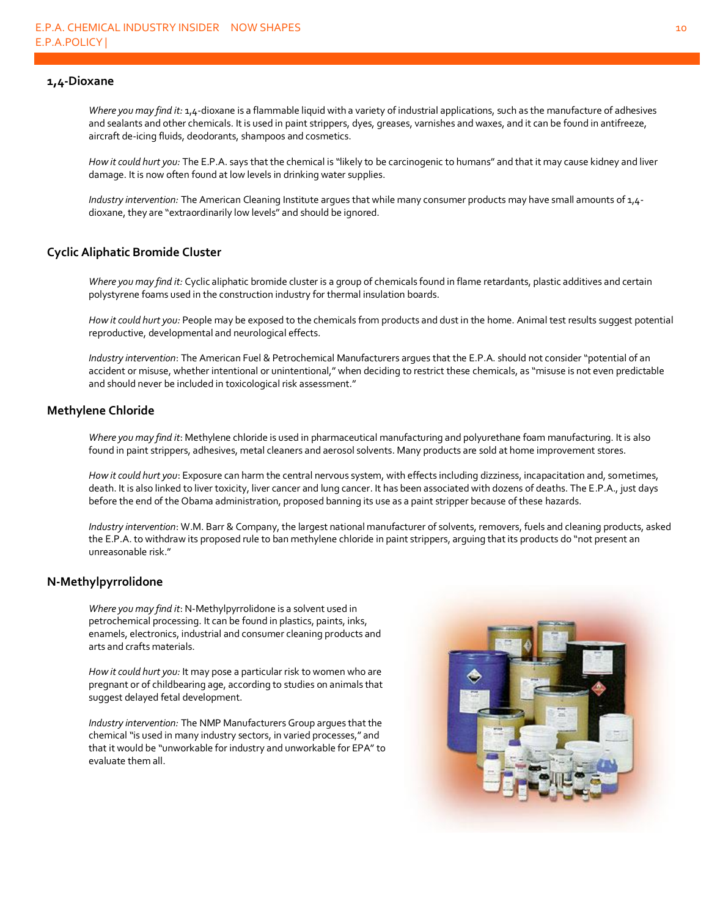## 1,4-Dioxane

*Where you may find it:* 1,4-dioxane is a flammable liquid with a variety of industrial applications, such as the manufacture of adhesives and sealants and other chemicals. It is used in paint strippers, dyes, greases, varnishes and waxes, and it can be found in antifreeze, aircraft de-icing fluids, deodorants, shampoos and cosmetics.

*How it could hurt you:* The E.P.A. says that the chemical is "likely to be carcinogenic to humans" and that it may cause kidney and liver damage. It is now often found at low levels in drinking water supplies.

*Industry intervention:* The American Cleaning Institute argues that while many consumer products may have small amounts of 1,4-dioxane, they are "extraordinarily low levels" and should be ignored.

## Cyclic Aliphatic Bromide Cluster

*Where you may find it:* Cyclic aliphatic bromide cluster is a group of chemicals found in flame retardants, plastic additives and certain polystyrene foams used in the construction industry for thermal insulation boards.

*How it could hurt you:* People may be exposed to the chemicals from products and dust in the home. Animal test results suggest potential reproductive, developmental and neurological effects.

*Industry intervention*: The American Fuel & Petrochemical Manufacturers argues that the E.P.A. should not consider "potential of an accident or misuse, whether intentional or unintentional," when deciding to restrict these chemicals, as "misuse is not even predictable and should never be included in toxicological risk assessment."

## Methylene Chloride

*Where you may find it*: Methylene chloride is used in pharmaceutical manufacturing and polyurethane foam manufacturing. It is also found in paint strippers, adhesives, metal cleaners and aerosol solvents. Many products are sold at home improvement stores.

*How it could hurt you*: Exposure can harm the central nervous system, with effects including dizziness, incapacitation and, sometimes, death. It is also linked to liver toxicity, liver cancer and lung cancer. It has been associated with dozens of deaths. The E.P.A., just days before the end of the Obama administration, proposed banning its use as a paint stripper because of these hazards.

*Industry intervention*: W.M. Barr & Company, the largest national manufacturer of solvents, removers, fuels and cleaning products, asked the E.P.A. to withdraw its proposed rule to ban methylene chloride in paint strippers, arguing that its products do "not present an unreasonable risk."

## N-Methylpyrrolidone

*Where you may find it*: N-Methylpyrrolidone is a solvent used in petrochemical processing. It can be found in plastics, paints, inks, enamels, electronics, industrial and consumer cleaning products and arts and crafts materials.

*How it could hurt you:* It may pose a particular risk to women who are pregnant or of childbearing age, according to studies on animals that suggest delayed fetal development.

*Industry intervention:* The NMP Manufacturers Group argues that the chemical "is used in many industry sectors, in varied processes," and that it would be "unworkable for industry and unworkable for EPA" to evaluate them all.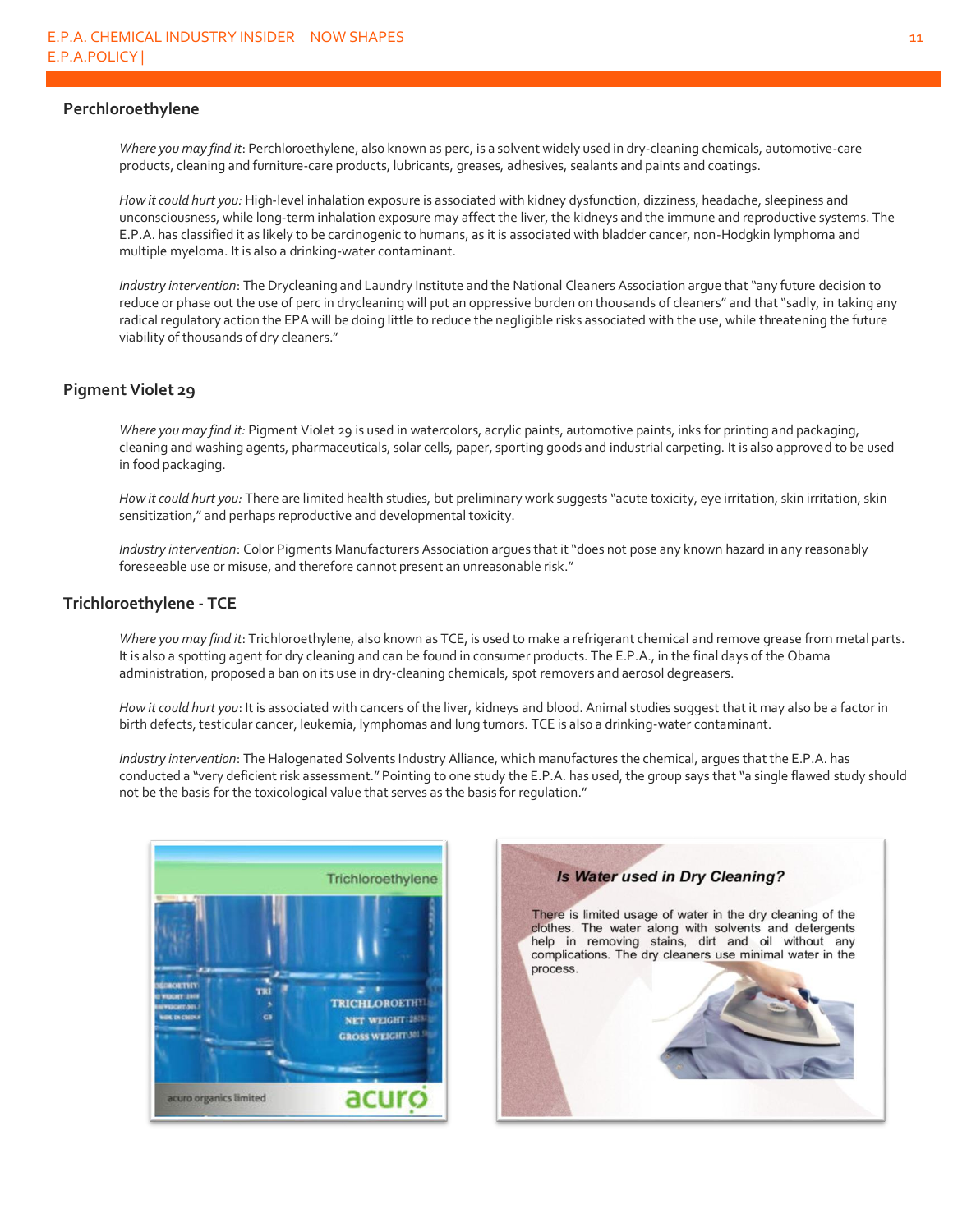## Perchloroethylene

*Where you may find it*: Perchloroethylene, also known as perc, is a solvent widely used in dry-cleaning chemicals, automotive-care products, cleaning and furniture-care products, lubricants, greases, adhesives, sealants and paints and coatings.

*How it could hurt you:* High-level inhalation exposure is associated with kidney dysfunction, dizziness, headache, sleepiness and unconsciousness, while long-term inhalation exposure may affect the liver, the kidneys and the immune and reproductive systems. The E.P.A. has classified it as likely to be carcinogenic to humans, as it is associated with bladder cancer, non-Hodgkin lymphoma and multiple myeloma. It is also a drinking-water contaminant.

*Industry intervention*: The Drycleaning and Laundry Institute and the National Cleaners Association argue that "any future decision to reduce or phase out the use of perc in drycleaning will put an oppressive burden on thousands of cleaners" and that "sadly, in taking any radical regulatory action the EPA will be doing little to reduce the negligible risks associated with the use, while threatening the future viability of thousands of dry cleaners."

## Pigment Violet 29

*Where you may find it:* Pigment Violet 29 is used in watercolors, acrylic paints, automotive paints, inks for printing and packaging, cleaning and washing agents, pharmaceuticals, solar cells, paper, sporting goods and industrial carpeting. It is also approved to be used in food packaging.

*How it could hurt you:* There are limited health studies, but preliminary work suggests "acute toxicity, eye irritation, skin irritation, skin sensitization," and perhaps reproductive and developmental toxicity.

*Industry intervention*: Color Pigments Manufacturers Association argues that it "does not pose any known hazard in any reasonably foreseeable use or misuse, and therefore cannot present an unreasonable risk."

## Trichloroethylene - TCE

*Where you may find it*: Trichloroethylene, also known as TCE, is used to make a refrigerant chemical and remove grease from metal parts. It is also a spotting agent for dry cleaning and can be found in consumer products. The E.P.A., in the final days of the Obama administration, proposed a ban on its use in dry-cleaning chemicals, spot removers and aerosol degreasers.

*How it could hurt you*: It is associated with cancers of the liver, kidneys and blood. Animal studies suggest that it may also be a factor in birth defects, testicular cancer, leukemia, lymphomas and lung tumors. TCE is also a drinking-water contaminant.

*Industry intervention*: The Halogenated Solvents Industry Alliance, which manufactures the chemical, argues that the E.P.A. has conducted a "very deficient risk assessment." Pointing to one study the E.P.A. has used, the group says that "a single flawed study should not be the basis for the toxicological value that serves as the basis for regulation."